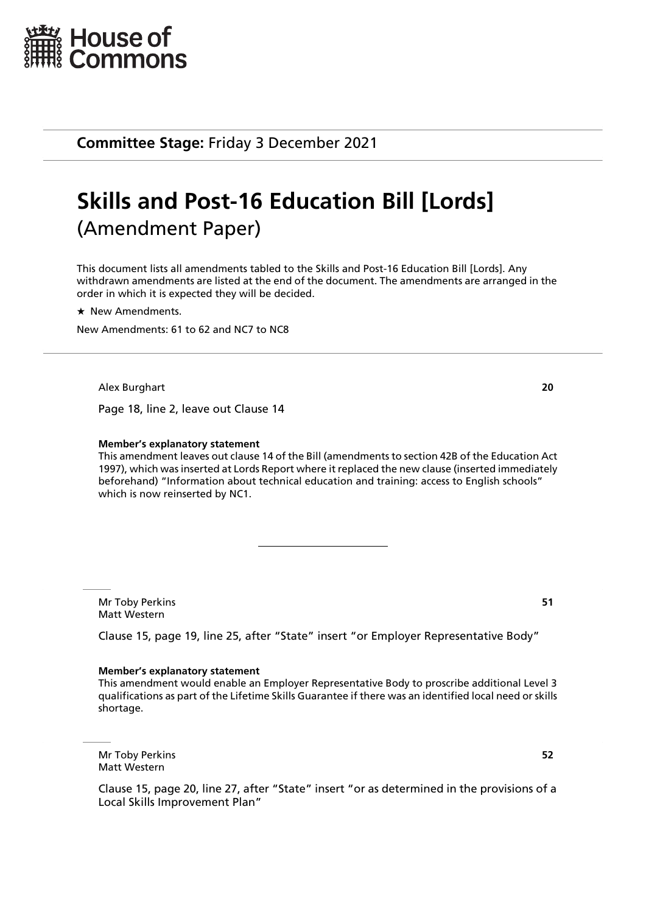House of Commons

**Committee Stage:** Friday 3 December 2021

# Skills and Post-16 Education Bill [Lords]

## (Amendment Paper)

This document lists all amendments tabled to the Skills and Post-16 Education Bill [Lords]. Any withdrawn amendments are listed at the end of the document. The amendments are arranged in the order in which it is expected they will be decided.

★ New Amendments.

New Amendments: 61 to 62 and NC7 to NC8

---

Alex Burghart **20**

Page 18, line 2, leave out Clause 14

**Member's explanatory statement**

This amendment leaves out clause 14 of the Bill (amendments to section 42B of the Education Act 1997), which was inserted at Lords Report where it replaced the new clause (inserted immediately beforehand) "Information about technical education and training: access to English schools" which is now reinserted by NC1.

---

Mr Toby Perkins **51**
Matt Western

Clause 15, page 19, line 25, after "State" insert "or Employer Representative Body"

**Member's explanatory statement**

This amendment would enable an Employer Representative Body to proscribe additional Level 3 qualifications as part of the Lifetime Skills Guarantee if there was an identified local need or skills shortage.

Mr Toby Perkins **52**
Matt Western

Clause 15, page 20, line 27, after "State" insert "or as determined in the provisions of a Local Skills Improvement Plan"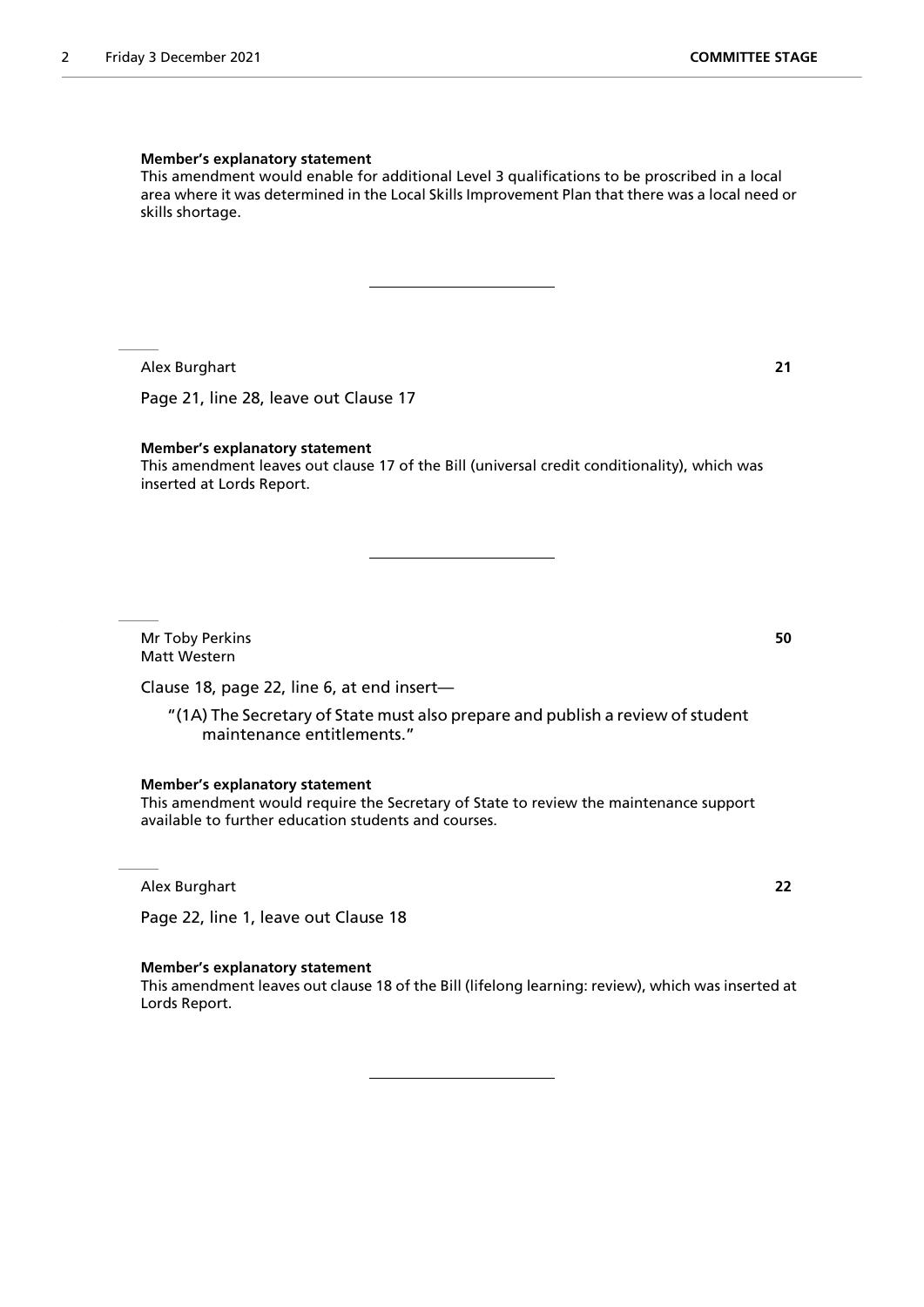**Member's explanatory statement**

This amendment would enable for additional Level 3 qualifications to be proscribed in a local area where it was determined in the Local Skills Improvement Plan that there was a local need or skills shortage.

---

Alex Burghart **21**

Page 21, line 28, leave out Clause 17

**Member's explanatory statement**

This amendment leaves out clause 17 of the Bill (universal credit conditionality), which was inserted at Lords Report.

---

Mr Toby Perkins **50**
Matt Western

Clause 18, page 22, line 6, at end insert—

"(1A) The Secretary of State must also prepare and publish a review of student maintenance entitlements."

**Member's explanatory statement**

This amendment would require the Secretary of State to review the maintenance support available to further education students and courses.

---

Alex Burghart **22**

Page 22, line 1, leave out Clause 18

**Member's explanatory statement**

This amendment leaves out clause 18 of the Bill (lifelong learning: review), which was inserted at Lords Report.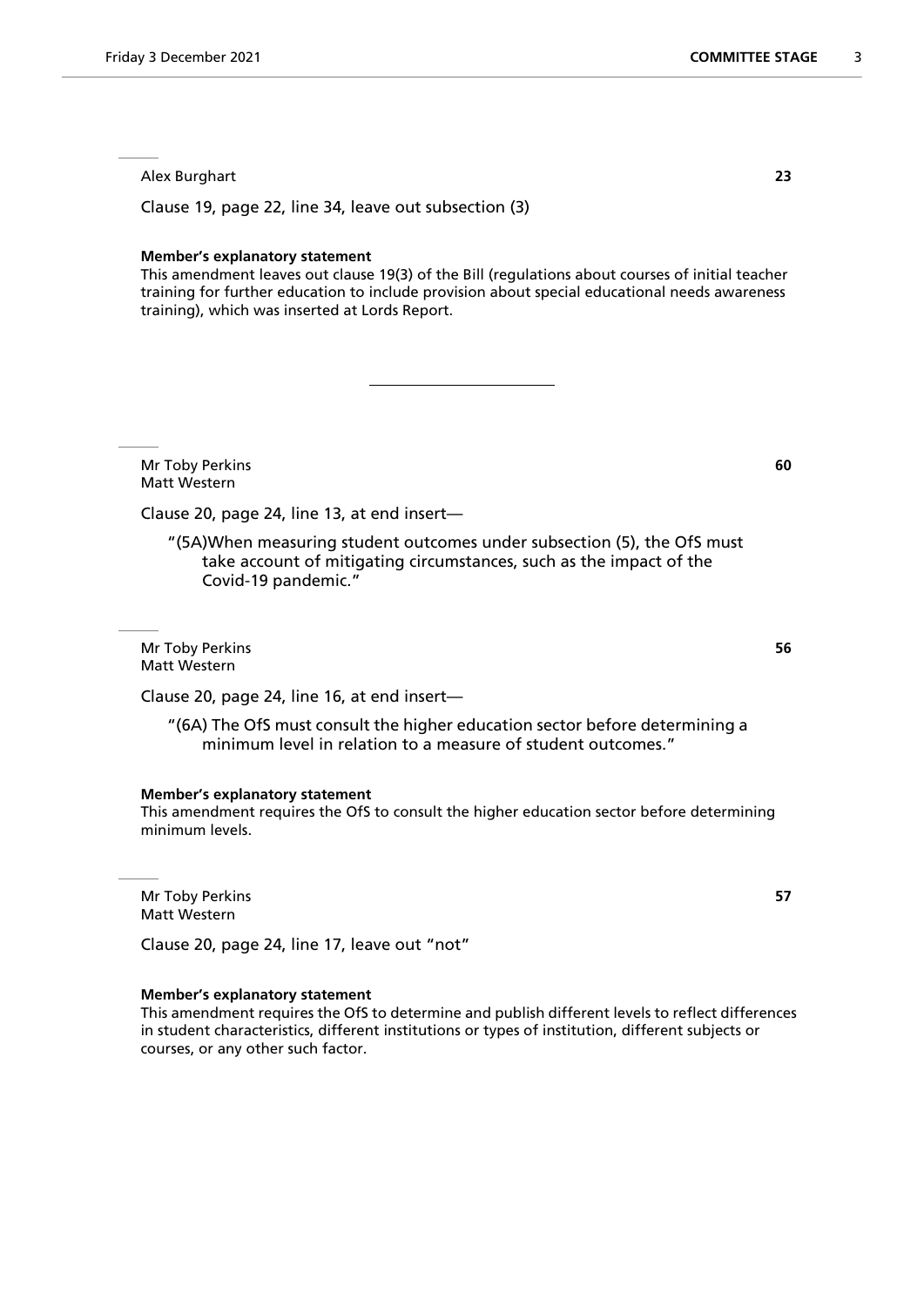Alex Burghart **23**

Clause 19, page 22, line 34, leave out subsection (3)

**Member's explanatory statement**

This amendment leaves out clause 19(3) of the Bill (regulations about courses of initial teacher training for further education to include provision about special educational needs awareness training), which was inserted at Lords Report.

---

Mr Toby Perkins **60**
Matt Western

Clause 20, page 24, line 13, at end insert—

"(5A)When measuring student outcomes under subsection (5), the OfS must take account of mitigating circumstances, such as the impact of the Covid-19 pandemic."

Mr Toby Perkins **56**
Matt Western

Clause 20, page 24, line 16, at end insert—

"(6A) The OfS must consult the higher education sector before determining a minimum level in relation to a measure of student outcomes."

**Member's explanatory statement**

This amendment requires the OfS to consult the higher education sector before determining minimum levels.

Mr Toby Perkins **57**
Matt Western

Clause 20, page 24, line 17, leave out "not"

**Member's explanatory statement**

This amendment requires the OfS to determine and publish different levels to reflect differences in student characteristics, different institutions or types of institution, different subjects or courses, or any other such factor.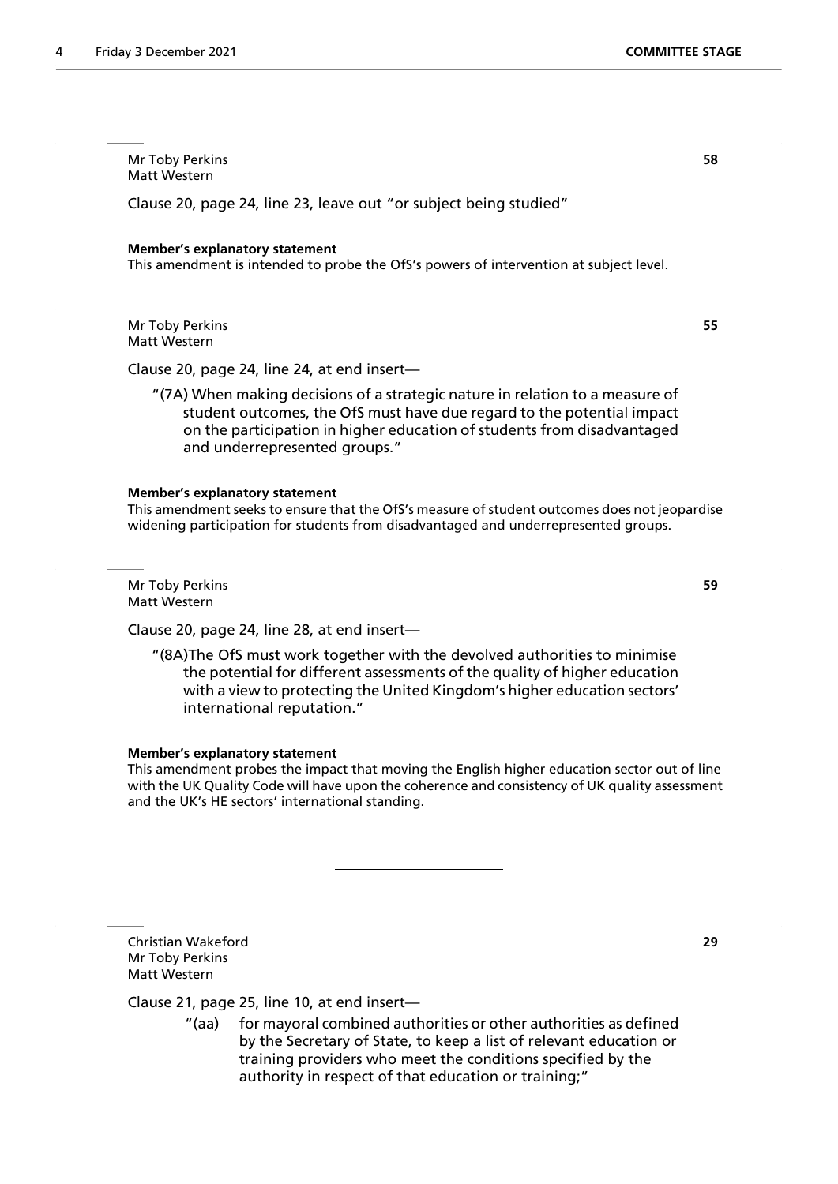Mr Toby Perkins
Matt Western

**58**

Clause 20, page 24, line 23, leave out "or subject being studied"

**Member's explanatory statement**
This amendment is intended to probe the OfS's powers of intervention at subject level.

Mr Toby Perkins
Matt Western

**55**

Clause 20, page 24, line 24, at end insert—

"(7A) When making decisions of a strategic nature in relation to a measure of student outcomes, the OfS must have due regard to the potential impact on the participation in higher education of students from disadvantaged and underrepresented groups."

**Member's explanatory statement**
This amendment seeks to ensure that the OfS's measure of student outcomes does not jeopardise widening participation for students from disadvantaged and underrepresented groups.

Mr Toby Perkins
Matt Western

**59**

Clause 20, page 24, line 28, at end insert—

"(8A)The OfS must work together with the devolved authorities to minimise the potential for different assessments of the quality of higher education with a view to protecting the United Kingdom's higher education sectors' international reputation."

**Member's explanatory statement**
This amendment probes the impact that moving the English higher education sector out of line with the UK Quality Code will have upon the coherence and consistency of UK quality assessment and the UK's HE sectors' international standing.

---

Christian Wakeford
Mr Toby Perkins
Matt Western

**29**

Clause 21, page 25, line 10, at end insert—

"(aa) for mayoral combined authorities or other authorities as defined by the Secretary of State, to keep a list of relevant education or training providers who meet the conditions specified by the authority in respect of that education or training;"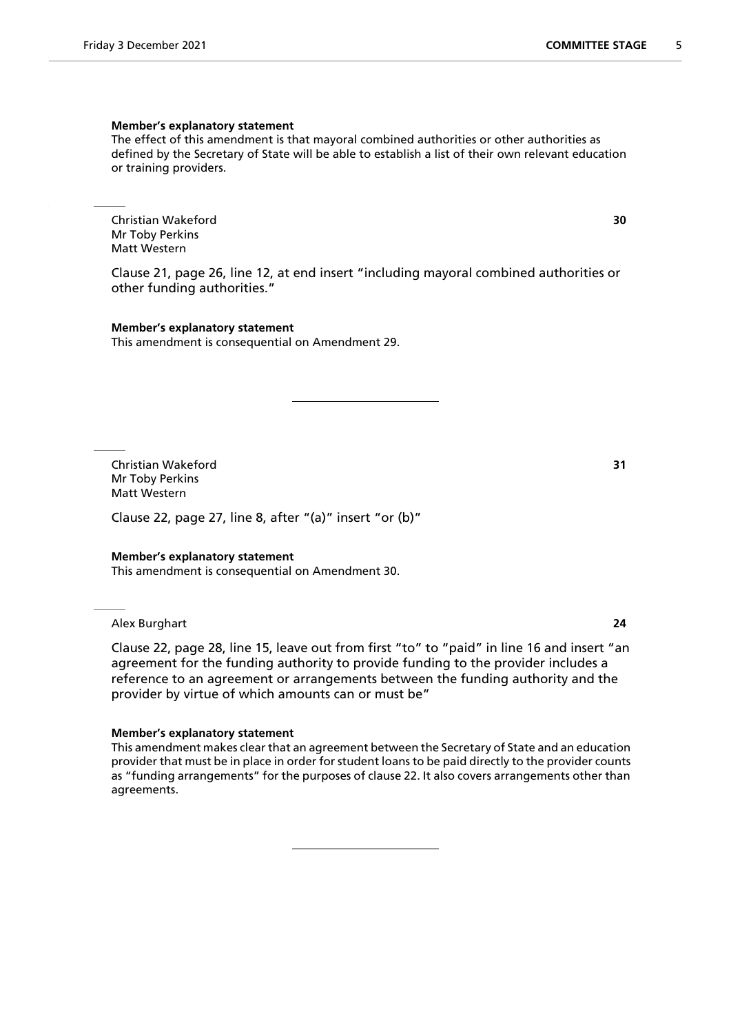**Member's explanatory statement**

The effect of this amendment is that mayoral combined authorities or other authorities as defined by the Secretary of State will be able to establish a list of their own relevant education or training providers.

---

Christian Wakeford **30**
Mr Toby Perkins
Matt Western

Clause 21, page 26, line 12, at end insert "including mayoral combined authorities or other funding authorities."

**Member's explanatory statement**

This amendment is consequential on Amendment 29.

---

Christian Wakeford **31**
Mr Toby Perkins
Matt Western

Clause 22, page 27, line 8, after "(a)" insert "or (b)"

**Member's explanatory statement**

This amendment is consequential on Amendment 30.

---

Alex Burghart **24**

Clause 22, page 28, line 15, leave out from first "to" to "paid" in line 16 and insert "an agreement for the funding authority to provide funding to the provider includes a reference to an agreement or arrangements between the funding authority and the provider by virtue of which amounts can or must be"

**Member's explanatory statement**

This amendment makes clear that an agreement between the Secretary of State and an education provider that must be in place in order for student loans to be paid directly to the provider counts as "funding arrangements" for the purposes of clause 22. It also covers arrangements other than agreements.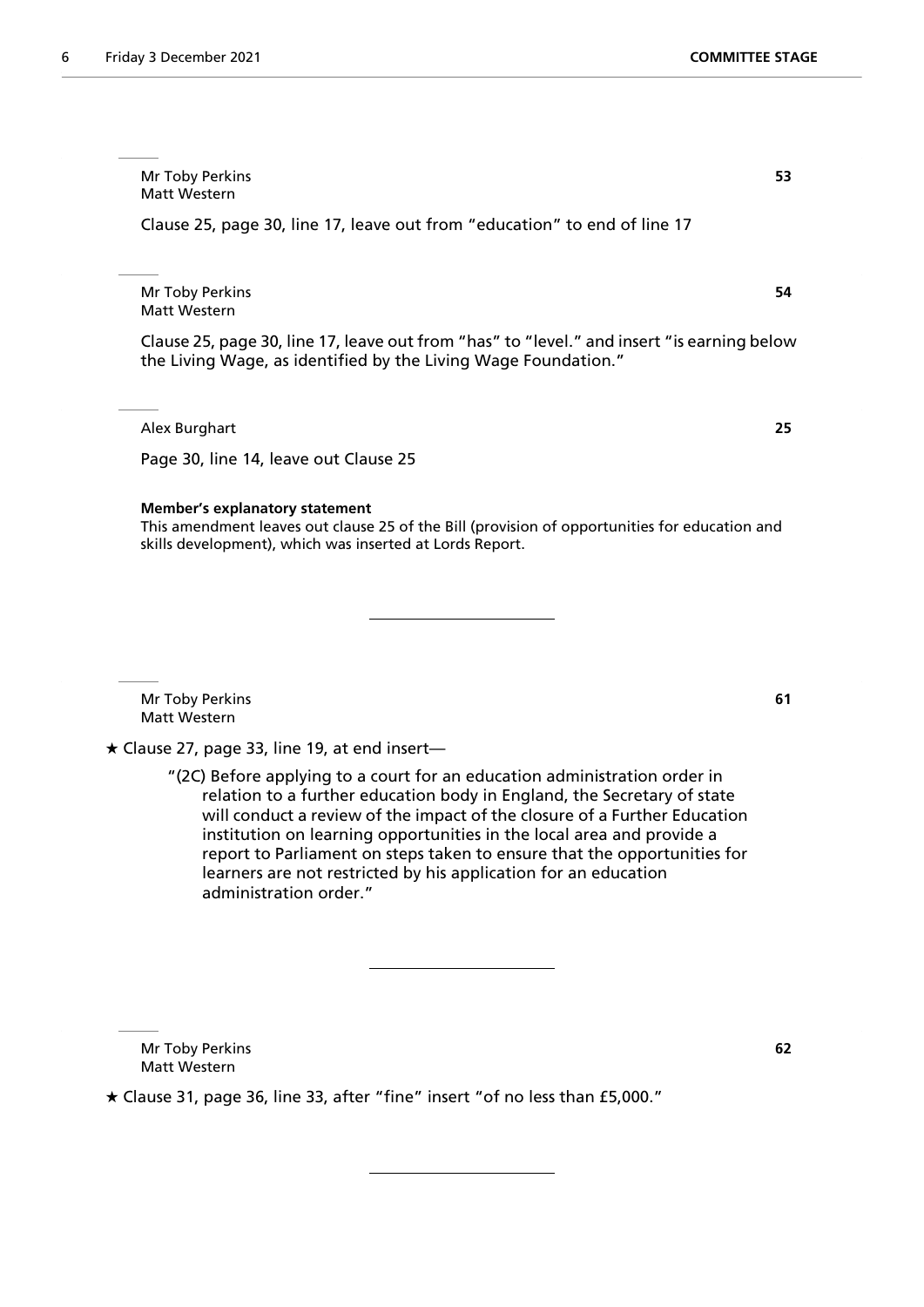Mr Toby Perkins **53**
Matt Western

Clause 25, page 30, line 17, leave out from "education" to end of line 17

---

Mr Toby Perkins **54**
Matt Western

Clause 25, page 30, line 17, leave out from "has" to "level." and insert "is earning below the Living Wage, as identified by the Living Wage Foundation."

---

Alex Burghart **25**

Page 30, line 14, leave out Clause 25

**Member's explanatory statement**
This amendment leaves out clause 25 of the Bill (provision of opportunities for education and skills development), which was inserted at Lords Report.

---

Mr Toby Perkins **61**
Matt Western

★ Clause 27, page 33, line 19, at end insert—

"(2C) Before applying to a court for an education administration order in relation to a further education body in England, the Secretary of state will conduct a review of the impact of the closure of a Further Education institution on learning opportunities in the local area and provide a report to Parliament on steps taken to ensure that the opportunities for learners are not restricted by his application for an education administration order."

---

Mr Toby Perkins **62**
Matt Western

★ Clause 31, page 36, line 33, after "fine" insert "of no less than £5,000."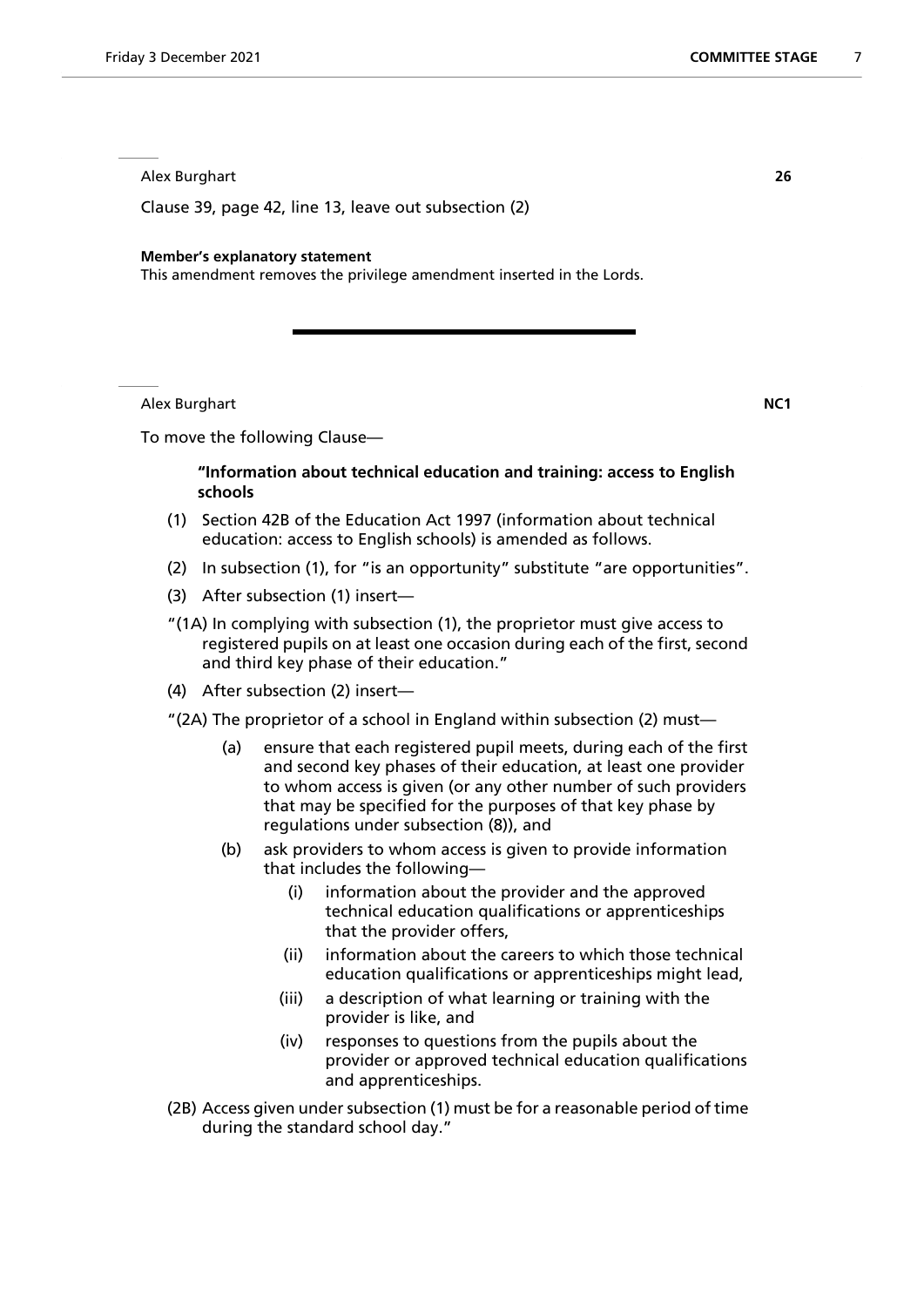Alex Burghart **26**

Clause 39, page 42, line 13, leave out subsection (2)

**Member's explanatory statement**

This amendment removes the privilege amendment inserted in the Lords.

---

Alex Burghart **NC1**

To move the following Clause—

> **"Information about technical education and training: access to English schools**
>
> (1) Section 42B of the Education Act 1997 (information about technical education: access to English schools) is amended as follows.
>
> (2) In subsection (1), for "is an opportunity" substitute "are opportunities".
>
> (3) After subsection (1) insert—
>
> "(1A) In complying with subsection (1), the proprietor must give access to registered pupils on at least one occasion during each of the first, second and third key phase of their education."
>
> (4) After subsection (2) insert—
>
> "(2A) The proprietor of a school in England within subsection (2) must—
>
> (a) ensure that each registered pupil meets, during each of the first and second key phases of their education, at least one provider to whom access is given (or any other number of such providers that may be specified for the purposes of that key phase by regulations under subsection (8)), and
>
> (b) ask providers to whom access is given to provide information that includes the following—
>
> (i) information about the provider and the approved technical education qualifications or apprenticeships that the provider offers,
>
> (ii) information about the careers to which those technical education qualifications or apprenticeships might lead,
>
> (iii) a description of what learning or training with the provider is like, and
>
> (iv) responses to questions from the pupils about the provider or approved technical education qualifications and apprenticeships.
>
> (2B) Access given under subsection (1) must be for a reasonable period of time during the standard school day."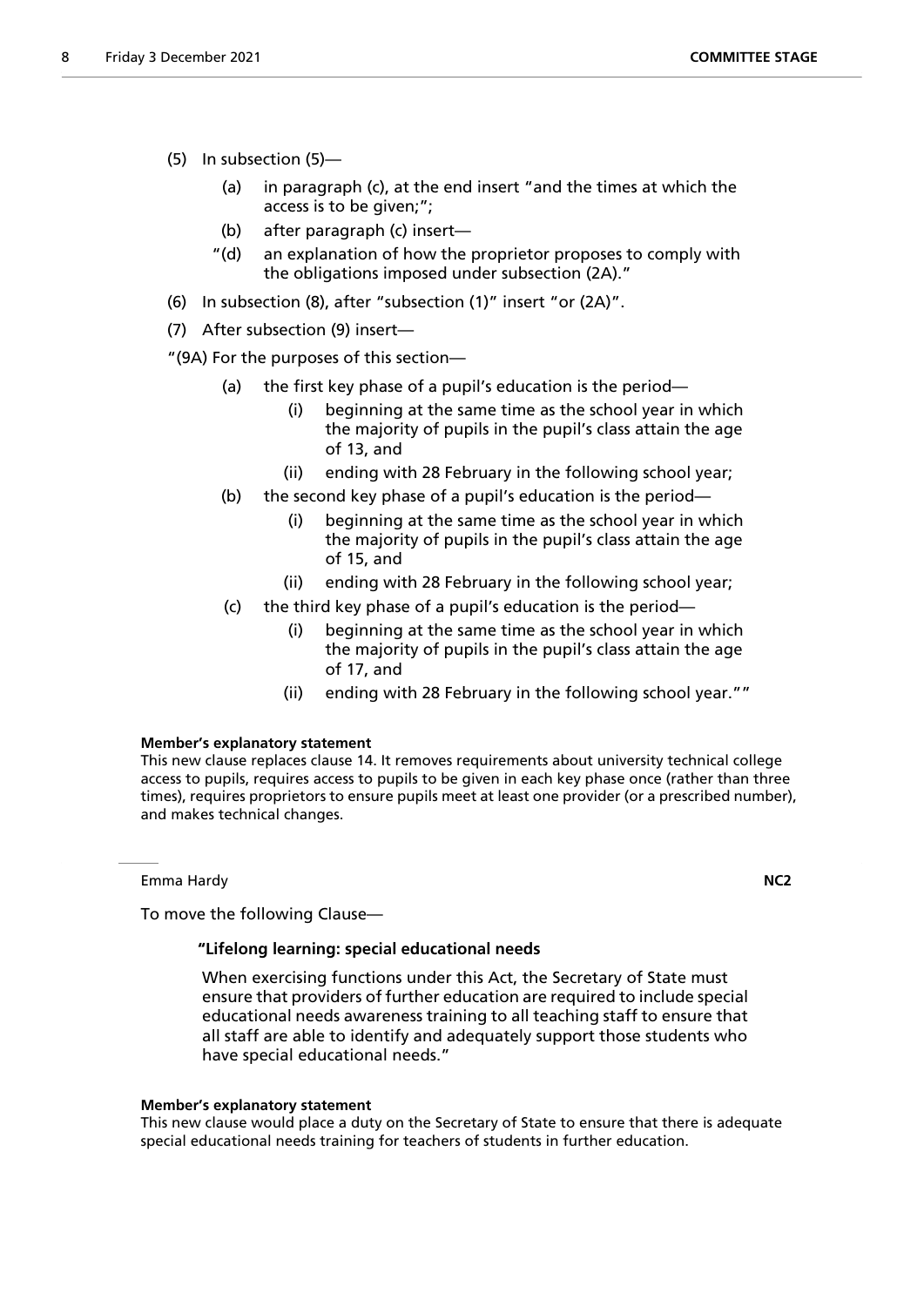(5) In subsection (5)—

  (a) in paragraph (c), at the end insert "and the times at which the access is to be given;";

  (b) after paragraph (c) insert—

  "(d) an explanation of how the proprietor proposes to comply with the obligations imposed under subsection (2A)."

(6) In subsection (8), after "subsection (1)" insert "or (2A)".

(7) After subsection (9) insert—

"(9A) For the purposes of this section—

  (a) the first key phase of a pupil's education is the period—

    (i) beginning at the same time as the school year in which the majority of pupils in the pupil's class attain the age of 13, and

    (ii) ending with 28 February in the following school year;

  (b) the second key phase of a pupil's education is the period—

    (i) beginning at the same time as the school year in which the majority of pupils in the pupil's class attain the age of 15, and

    (ii) ending with 28 February in the following school year;

  (c) the third key phase of a pupil's education is the period—

    (i) beginning at the same time as the school year in which the majority of pupils in the pupil's class attain the age of 17, and

    (ii) ending with 28 February in the following school year.""

**Member's explanatory statement**

This new clause replaces clause 14. It removes requirements about university technical college access to pupils, requires access to pupils to be given in each key phase once (rather than three times), requires proprietors to ensure pupils meet at least one provider (or a prescribed number), and makes technical changes.

---

Emma Hardy **NC2**

To move the following Clause—

**"Lifelong learning: special educational needs**

When exercising functions under this Act, the Secretary of State must ensure that providers of further education are required to include special educational needs awareness training to all teaching staff to ensure that all staff are able to identify and adequately support those students who have special educational needs."

**Member's explanatory statement**

This new clause would place a duty on the Secretary of State to ensure that there is adequate special educational needs training for teachers of students in further education.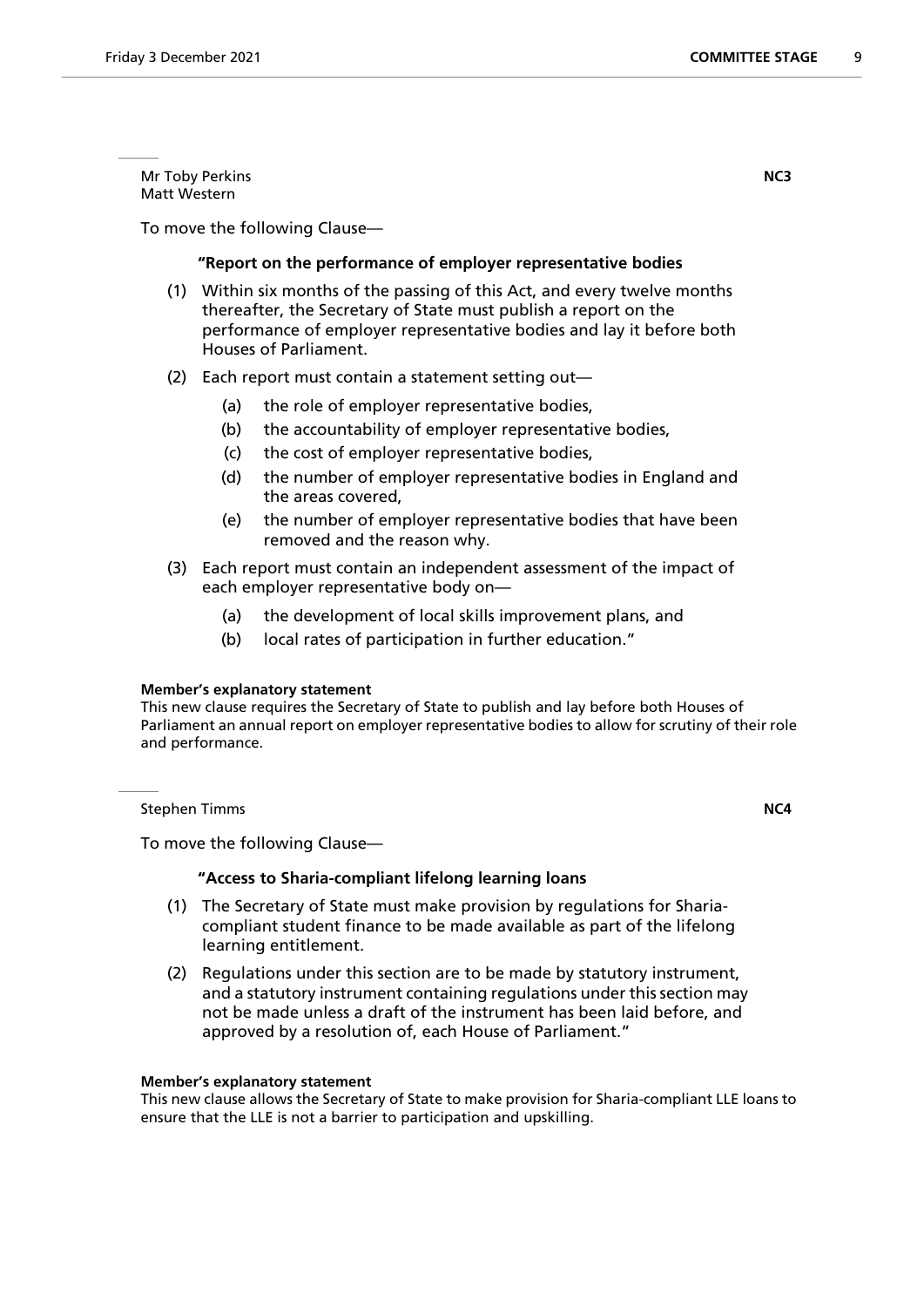Mr Toby Perkins
Matt Western

**NC3**

To move the following Clause—

**"Report on the performance of employer representative bodies**

(1) Within six months of the passing of this Act, and every twelve months thereafter, the Secretary of State must publish a report on the performance of employer representative bodies and lay it before both Houses of Parliament.

(2) Each report must contain a statement setting out—

  (a) the role of employer representative bodies,

  (b) the accountability of employer representative bodies,

  (c) the cost of employer representative bodies,

  (d) the number of employer representative bodies in England and the areas covered,

  (e) the number of employer representative bodies that have been removed and the reason why.

(3) Each report must contain an independent assessment of the impact of each employer representative body on—

  (a) the development of local skills improvement plans, and

  (b) local rates of participation in further education."

**Member's explanatory statement**

This new clause requires the Secretary of State to publish and lay before both Houses of Parliament an annual report on employer representative bodies to allow for scrutiny of their role and performance.

Stephen Timms

**NC4**

To move the following Clause—

**"Access to Sharia-compliant lifelong learning loans**

(1) The Secretary of State must make provision by regulations for Sharia-compliant student finance to be made available as part of the lifelong learning entitlement.

(2) Regulations under this section are to be made by statutory instrument, and a statutory instrument containing regulations under this section may not be made unless a draft of the instrument has been laid before, and approved by a resolution of, each House of Parliament."

**Member's explanatory statement**

This new clause allows the Secretary of State to make provision for Sharia-compliant LLE loans to ensure that the LLE is not a barrier to participation and upskilling.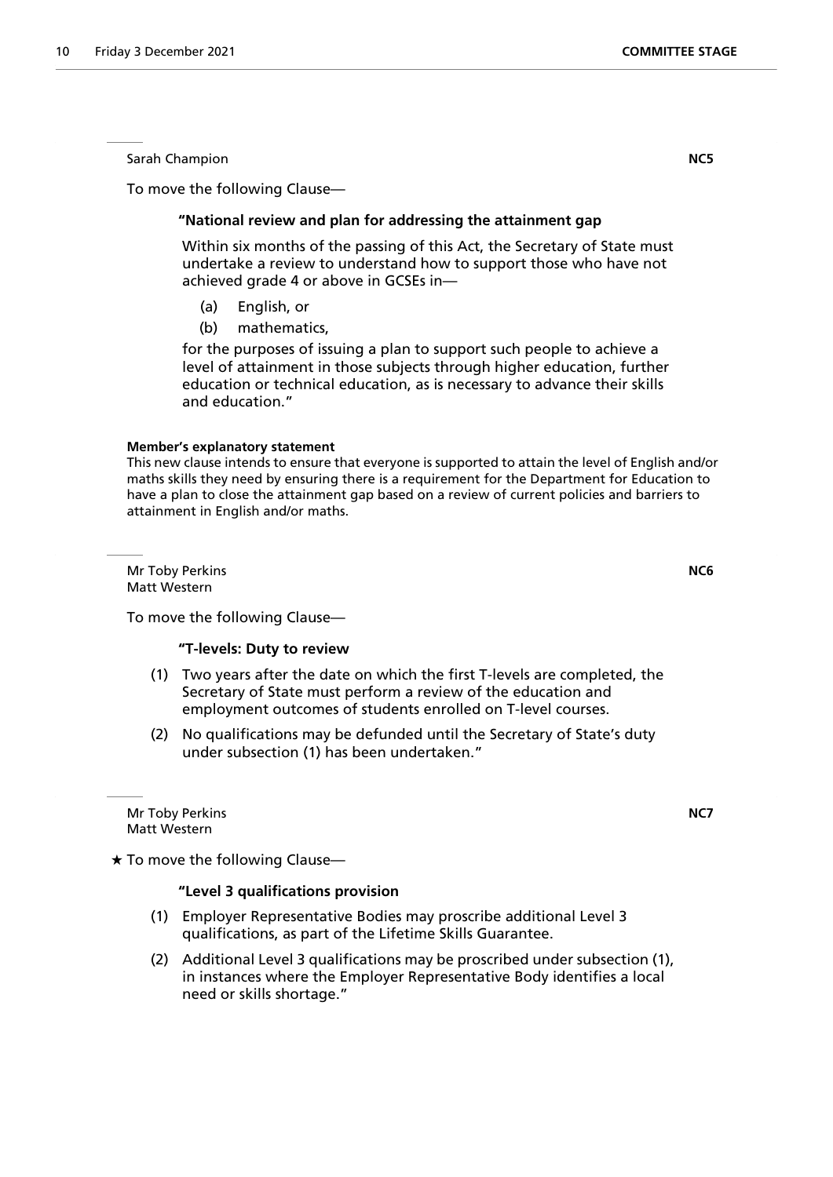Sarah Champion **NC5**

To move the following Clause—

**"National review and plan for addressing the attainment gap**

Within six months of the passing of this Act, the Secretary of State must undertake a review to understand how to support those who have not achieved grade 4 or above in GCSEs in—

(a) English, or

(b) mathematics,

for the purposes of issuing a plan to support such people to achieve a level of attainment in those subjects through higher education, further education or technical education, as is necessary to advance their skills and education."

**Member's explanatory statement**

This new clause intends to ensure that everyone is supported to attain the level of English and/or maths skills they need by ensuring there is a requirement for the Department for Education to have a plan to close the attainment gap based on a review of current policies and barriers to attainment in English and/or maths.

Mr Toby Perkins
Matt Western **NC6**

To move the following Clause—

**"T-levels: Duty to review**

(1) Two years after the date on which the first T-levels are completed, the Secretary of State must perform a review of the education and employment outcomes of students enrolled on T-level courses.

(2) No qualifications may be defunded until the Secretary of State's duty under subsection (1) has been undertaken."

Mr Toby Perkins
Matt Western **NC7**

★ To move the following Clause—

**"Level 3 qualifications provision**

(1) Employer Representative Bodies may proscribe additional Level 3 qualifications, as part of the Lifetime Skills Guarantee.

(2) Additional Level 3 qualifications may be proscribed under subsection (1), in instances where the Employer Representative Body identifies a local need or skills shortage."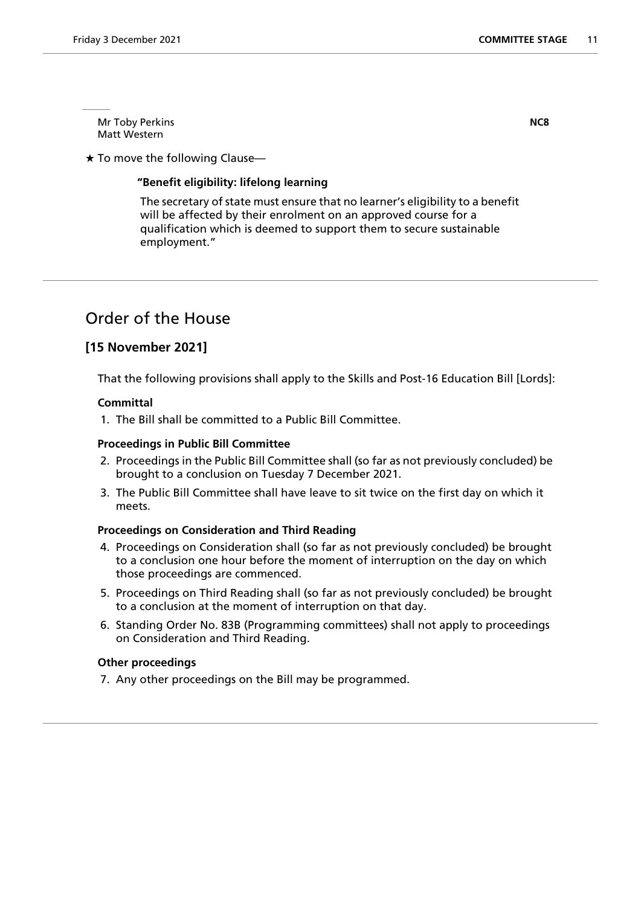Mr Toby Perkins  
Matt Western

**NC8**

★ To move the following Clause—

**"Benefit eligibility: lifelong learning**

The secretary of state must ensure that no learner's eligibility to a benefit will be affected by their enrolment on an approved course for a qualification which is deemed to support them to secure sustainable employment."

## Order of the House

### [15 November 2021]

That the following provisions shall apply to the Skills and Post-16 Education Bill [Lords]:

**Committal**

1. The Bill shall be committed to a Public Bill Committee.

**Proceedings in Public Bill Committee**

2. Proceedings in the Public Bill Committee shall (so far as not previously concluded) be brought to a conclusion on Tuesday 7 December 2021.
3. The Public Bill Committee shall have leave to sit twice on the first day on which it meets.

**Proceedings on Consideration and Third Reading**

4. Proceedings on Consideration shall (so far as not previously concluded) be brought to a conclusion one hour before the moment of interruption on the day on which those proceedings are commenced.
5. Proceedings on Third Reading shall (so far as not previously concluded) be brought to a conclusion at the moment of interruption on that day.
6. Standing Order No. 83B (Programming committees) shall not apply to proceedings on Consideration and Third Reading.

**Other proceedings**

7. Any other proceedings on the Bill may be programmed.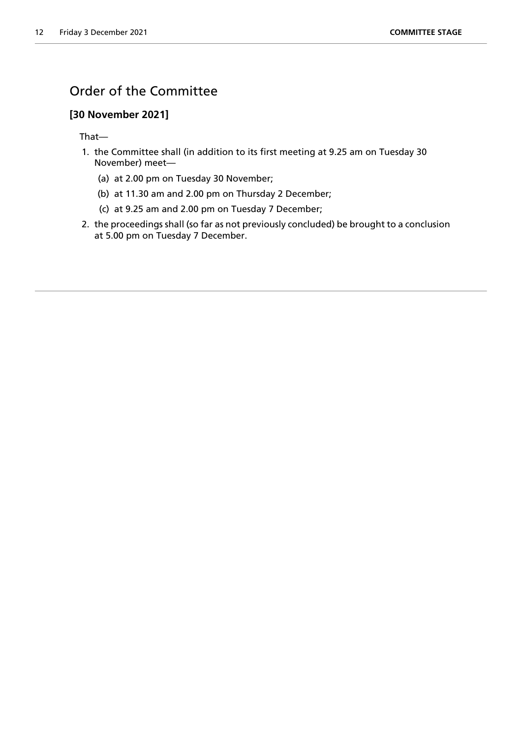## Order of the Committee

### [30 November 2021]

That—

1. the Committee shall (in addition to its first meeting at 9.25 am on Tuesday 30 November) meet—
   - (a) at 2.00 pm on Tuesday 30 November;
   - (b) at 11.30 am and 2.00 pm on Thursday 2 December;
   - (c) at 9.25 am and 2.00 pm on Tuesday 7 December;
2. the proceedings shall (so far as not previously concluded) be brought to a conclusion at 5.00 pm on Tuesday 7 December.